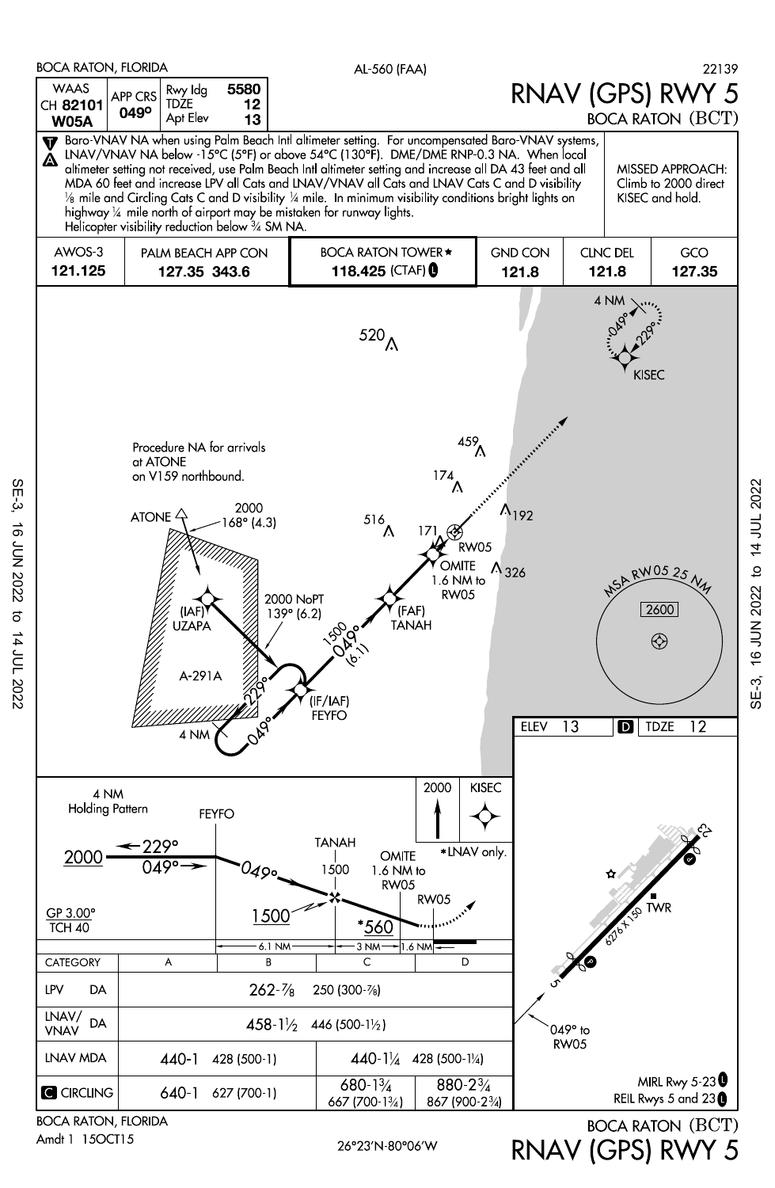BOCA RATON, FLORIDA — AL-560 (FAA) — 22139

# RNAV (GPS) RWY 5

## BOCA RATON (BCT)

| WAAS CH 82101 W05A | APP CRS 049° | Rwy ldg 5580 | TDZE 12 | Apt Elev 13 |
|---|---|---|---|---|

Baro-VNAV NA when using Palm Beach Intl altimeter setting. For uncompensated Baro-VNAV systems, LNAV/VNAV NA below -15°C (5°F) or above 54°C (130°F). DME/DME RNP-0.3 NA. When local altimeter setting not received, use Palm Beach Intl altimeter setting and increase all DA 43 feet and all MDA 60 feet and increase LPV all Cats and LNAV/VNAV all Cats and LNAV Cats C and D visibility ⅛ mile and Circling Cats C and D visibility ¼ mile. In minimum visibility conditions bright lights on highway ¼ mile north of airport may be mistaken for runway lights. Helicopter visibility reduction below ¾ SM NA.

MISSED APPROACH: Climb to 2000 direct KISEC and hold.

| AWOS-3 | PALM BEACH APP CON | BOCA RATON TOWER★ | GND CON | CLNC DEL | GCO |
|---|---|---|---|---|---|
| 121.125 | 127.35 343.6 | 118.425 (CTAF) L | 121.8 | 121.8 | 127.35 |

Procedure NA for arrivals at ATONE on V159 northbound.

ATONE — 2000 168° (4.3)

(IAF) UZAPA — 2000 NoPT 139° (6.2)

A-291A

(IF/IAF) FEYFO — 4 NM holding 229°/049°

1500 049° (6.1)

(FAF) TANAH

OMITE 1.6 NM to RW05

RW05

KISEC — 4 NM holding 049°/229°

Obstacles: 520, 459, 174, 516, 171, 192, 326

MSA RW05 25 NM — 2600

ELEV 13 — TDZE 12

4 NM Holding Pattern — 2000 — 229° / 049°

FEYFO — 049° — 1500 — TANAH 1500 — OMITE 1.6 NM to RW05 — *560 — RW05

2000 KISEC

*LNAV only.

GP 3.00° TCH 40

6.1 NM — 3 NM — 1.6 NM

| CATEGORY | A | B | C | D |
|---|---|---|---|---|
| LPV DA | 262-⅞ 250 (300-⅞) | | | |
| LNAV/VNAV DA | 458-1½ 446 (500-1½) | | | |
| LNAV MDA | 440-1 428 (500-1) | | 440-1¼ 428 (500-1¼) | |
| C CIRCLING | 640-1 627 (700-1) | | 680-1¾ 667 (700-1¾) | 880-2¾ 867 (900-2¾) |

Airport diagram: Rwy 5-23, 6276 X 150, TWR

049° to RW05

MIRL Rwy 5-23 L

REIL Rwys 5 and 23 L

BOCA RATON, FLORIDA

Amdt 1 15OCT15

26°23'N-80°06'W

BOCA RATON (BCT)

RNAV (GPS) RWY 5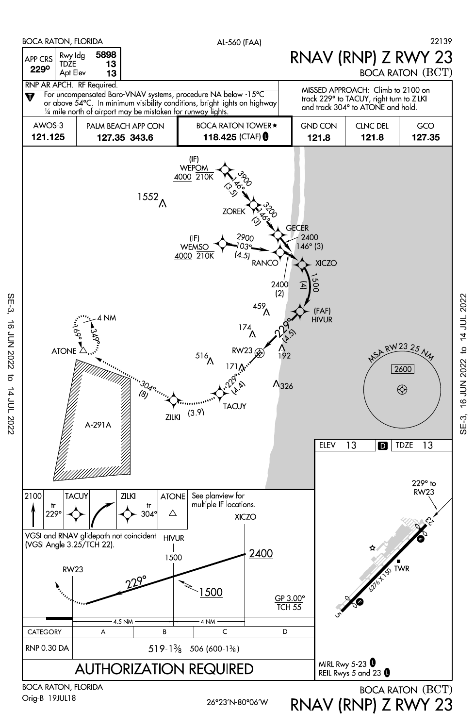BOCA RATON, FLORIDA

AL-560 (FAA)

22139

# RNAV (RNP) Z RWY 23

BOCA RATON (BCT)

| APP CRS | Rwy ldg | 5898 |
|---|---|---|
| 229° | TDZE | 13 |
| | Apt Elev | 13 |

RNP AR APCH. RF Required.

For uncompensated Baro-VNAV systems, procedure NA below -15°C or above 54°C. In minimum visibility conditions, bright lights on highway ¼ mile north of airport may be mistaken for runway lights.

MISSED APPROACH: Climb to 2100 on track 229° to TACUY, right turn to ZILKI and track 304° to ATONE and hold.

| AWOS-3 | PALM BEACH APP CON | BOCA RATON TOWER ★ | GND CON | CLNC DEL | GCO |
|---|---|---|---|---|---|
| 121.125 | 127.35 343.6 | 118.425 (CTAF) | 121.8 | 121.8 | 127.35 |

(IF) WEPOM 4000 210K — 3900 146° (3.5) — ZOREK — 3200 146° (3) — GECER — 2400 146° (3) — XICZO

(IF) WEMSO 4000 210K — 2900 103° (4.5) — RANCO — 2400 (2) — XICZO

XICZO — 1500 (4) — (FAF) HIVUR — 229° (4.5) — RW23

TACUY — 229° (4.4); ZILKI (3.9); 304° (8) — ATONE; 4 NM 349° 169°

1552, 459, 174, 516, 171, 192, 326

A-291A

MSA RW23 25 NM 2600

ELEV 13 TDZE 13

229° to RW23

6276 X 150

TWR

| 2100 | TACUY | | ZILKI | ATONE |
|---|---|---|---|---|
| tr 229° | | | tr 304° | |

See planview for multiple IF locations.

VGSI and RNAV glidepath not coincident (VGSI Angle 3.25/TCH 22).

XICZO 2400; HIVUR 1500; 229°; 1500; RW23

GP 3.00° TCH 55

4.5 NM — 4 NM

| CATEGORY | A | B | C | D |
|---|---|---|---|---|
| RNP 0.30 DA | 519-1⅜ 506 (600-1⅜) | | | |

AUTHORIZATION REQUIRED

MIRL Rwy 5-23
REIL Rwys 5 and 23

SE-3, 16 JUN 2022 to 14 JUL 2022

BOCA RATON, FLORIDA
Orig-B 19JUL18

26°23'N-80°06'W

BOCA RATON (BCT)
RNAV (RNP) Z RWY 23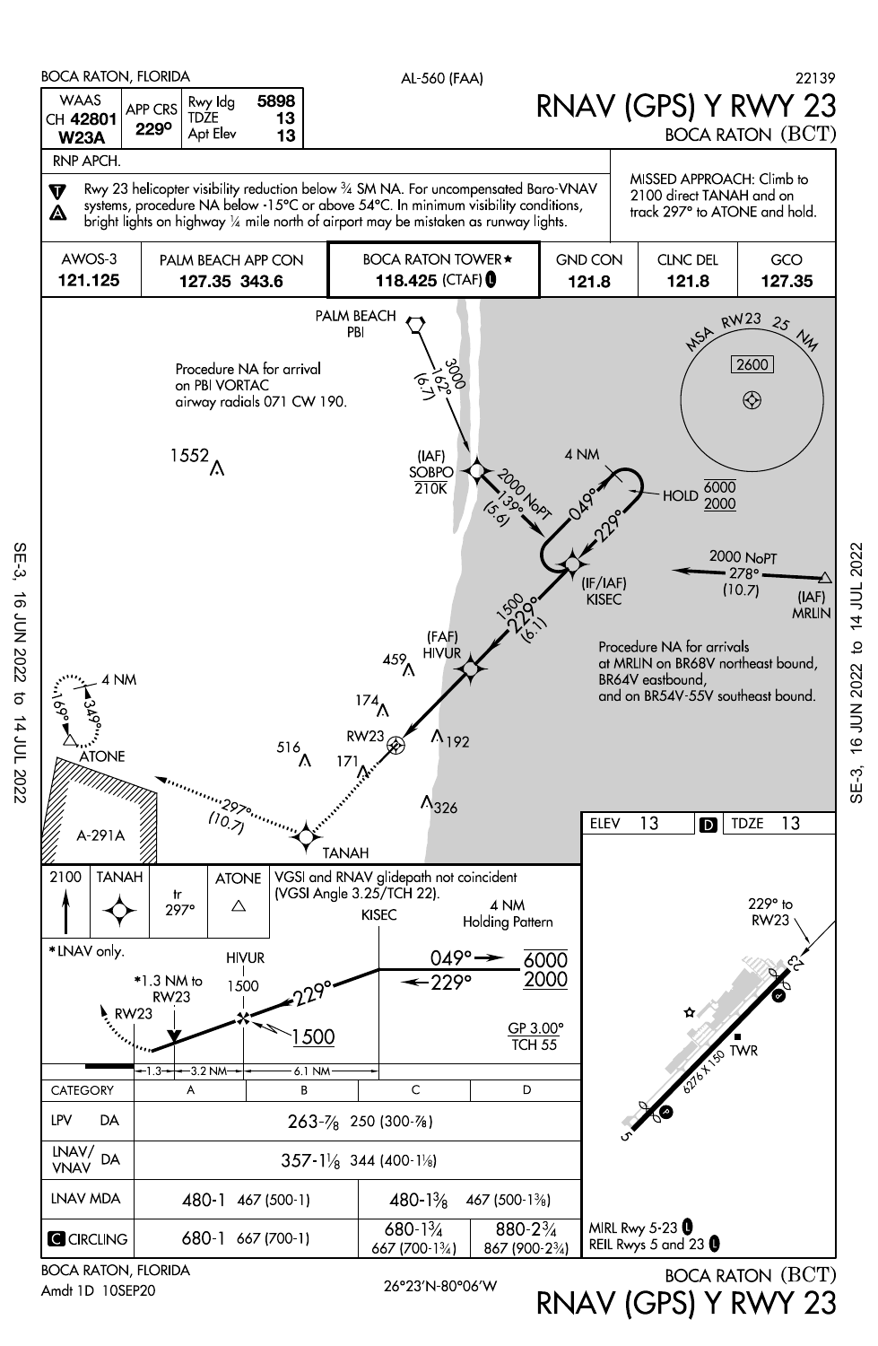BOCA RATON, FLORIDA

AL-560 (FAA)

22139

# RNAV (GPS) Y RWY 23

BOCA RATON (BCT)

| WAAS CH 42801 W23A | APP CRS 229° | Rwy ldg 5898 TDZE 13 Apt Elev 13 |
|---|---|---|

RNP APCH.

Rwy 23 helicopter visibility reduction below ¾ SM NA. For uncompensated Baro-VNAV systems, procedure NA below -15°C or above 54°C. In minimum visibility conditions, bright lights on highway ¼ mile north of airport may be mistaken as runway lights.

MISSED APPROACH: Climb to 2100 direct TANAH and on track 297° to ATONE and hold.

| AWOS-3 | PALM BEACH APP CON | BOCA RATON TOWER★ | GND CON | CLNC DEL | GCO |
|---|---|---|---|---|---|
| 121.125 | 127.35 343.6 | 118.425 (CTAF) L | 121.8 | 121.8 | 127.35 |

PALM BEACH PBI

Procedure NA for arrival on PBI VORTAC airway radials 071 CW 190.

3000 162° (6.7)

(IAF) SOBPO 210K

2000 NoPT 139° (5.6)

4 NM

049°

229°

HOLD 6000 2000

MSA RW23 25 NM 2600

(IF/IAF) KISEC

2000 NoPT 278° (10.7)

(IAF) MRLIN

Procedure NA for arrivals at MRLIN on BR68V northeast bound, BR64V eastbound, and on BR54V-55V southeast bound.

1500 229° (6.1)

(FAF) HIVUR

1552

459

174

516

RW23

192

171

326

4 NM 169° 349°

ATONE

A-291A

297° (10.7)

TANAH

ELEV 13 D TDZE 13

229° to RW23

23

6276 X 150

TWR

5

2100 TANAH tr 297° ATONE

VGSI and RNAV glidepath not coincident (VGSI Angle 3.25/TCH 22).

KISEC 4 NM Holding Pattern

*LNAV only.

HIVUR 1500

*1.3 NM to RW23

RW23

229°

1500

049° 6000 229° 2000

GP 3.00° TCH 55

1.3 — 3.2 NM — 6.1 NM

| CATEGORY | A | B | C | D |
|---|---|---|---|---|
| LPV DA | 263-⅞ 250 (300-⅞) | | | |
| LNAV/VNAV DA | 357-1⅛ 344 (400-1⅛) | | | |
| LNAV MDA | 480-1 467 (500-1) | | 480-1⅜ 467 (500-1⅜) | |
| C CIRCLING | 680-1 667 (700-1) | | 680-1¾ 667 (700-1¾) | 880-2¾ 867 (900-2¾) |

MIRL Rwy 5-23 L
REIL Rwys 5 and 23 L

BOCA RATON, FLORIDA
Amdt 1D 10SEP20

26°23'N-80°06'W

BOCA RATON (BCT)
RNAV (GPS) Y RWY 23